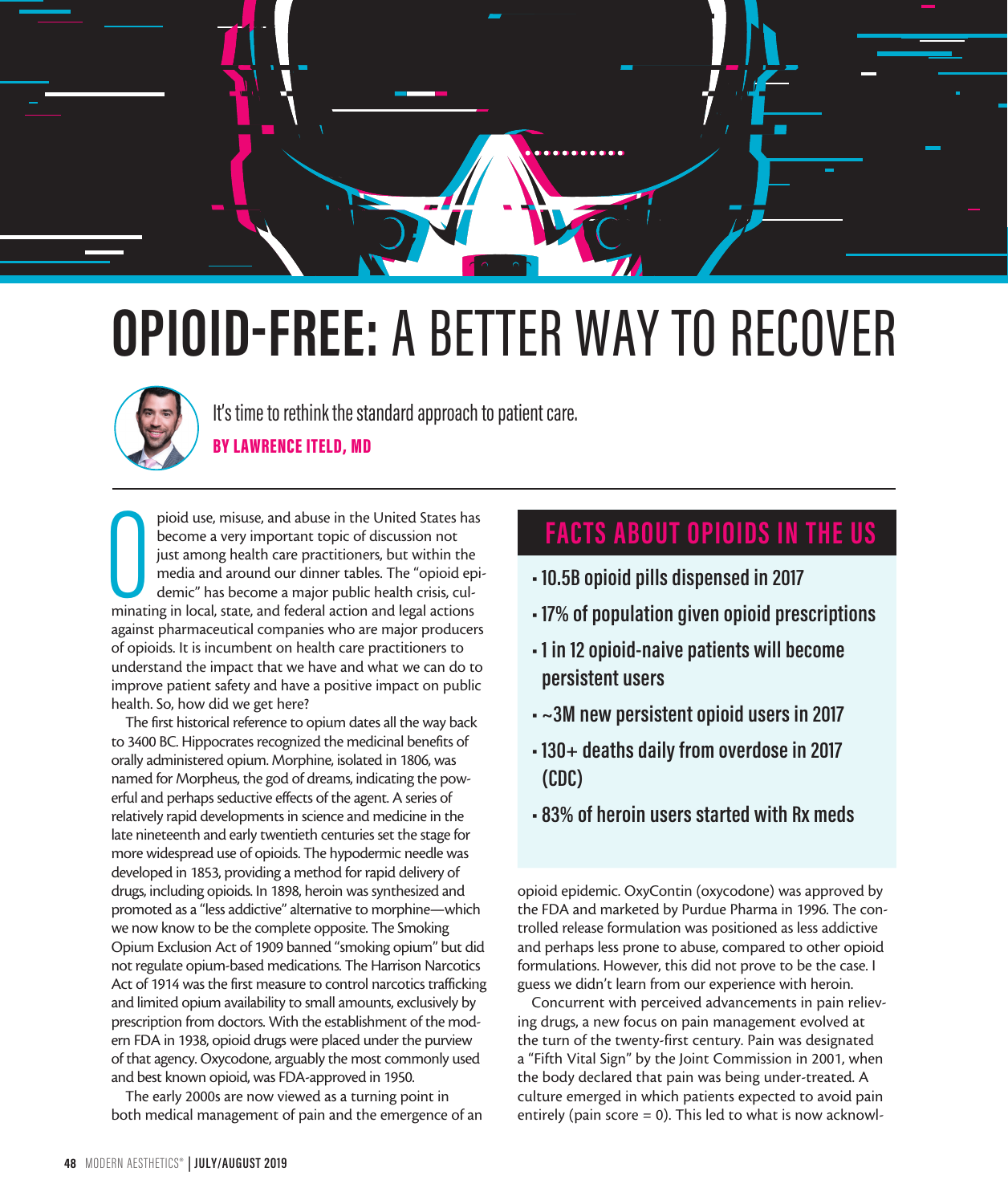# OPIOID-FREE: A BETTER WAY TO RECOVER

It's time to rethink the standard approach to patient care.

**BY LAWRENCE ITELD, MD**

Opioid use, misuse, and abuse in the United States has become a very important topic of discussion not just among health care practitioners, but within the media and around our dinner tables. The "opioid epidemic" has become a major public health crisis, culminating in local, state, and federal action and legal actions against pharmaceutical companies who are major producers of opioids. It is incumbent on health care practitioners to understand the impact that we have and what we can do to improve patient safety and have a positive impact on public health. So, how did we get here?

The first historical reference to opium dates all the way back to 3400 BC. Hippocrates recognized the medicinal benefits of orally administered opium. Morphine, isolated in 1806, was named for Morpheus, the god of dreams, indicating the powerful and perhaps seductive effects of the agent. A series of relatively rapid developments in science and medicine in the late nineteenth and early twentieth centuries set the stage for more widespread use of opioids. The hypodermic needle was developed in 1853, providing a method for rapid delivery of drugs, including opioids. In 1898, heroin was synthesized and promoted as a "less addictive" alternative to morphine—which we now know to be the complete opposite. The Smoking Opium Exclusion Act of 1909 banned "smoking opium" but did not regulate opium-based medications. The Harrison Narcotics Act of 1914 was the first measure to control narcotics trafficking and limited opium availability to small amounts, exclusively by prescription from doctors. With the establishment of the modern FDA in 1938, opioid drugs were placed under the purview of that agency. Oxycodone, arguably the most commonly used and best known opioid, was FDA-approved in 1950.

The early 2000s are now viewed as a turning point in both medical management of pain and the emergence of an opioid epidemic. OxyContin (oxycodone) was approved by the FDA and marketed by Purdue Pharma in 1996. The controlled release formulation was positioned as less addictive and perhaps less prone to abuse, compared to other opioid formulations. However, this did not prove to be the case. I guess we didn't learn from our experience with heroin.

Concurrent with perceived advancements in pain relieving drugs, a new focus on pain management evolved at the turn of the twenty-first century. Pain was designated a "Fifth Vital Sign" by the Joint Commission in 2001, when the body declared that pain was being under-treated. A culture emerged in which patients expected to avoid pain entirely (pain score = 0). This led to what is now acknowl-

## FACTS ABOUT OPIOIDS IN THE US

- 10.5B opioid pills dispensed in 2017
- 17% of population given opioid prescriptions
- 1 in 12 opioid-naive patients will become persistent users
- ~3M new persistent opioid users in 2017
- 130+ deaths daily from overdose in 2017 (CDC)
- 83% of heroin users started with Rx meds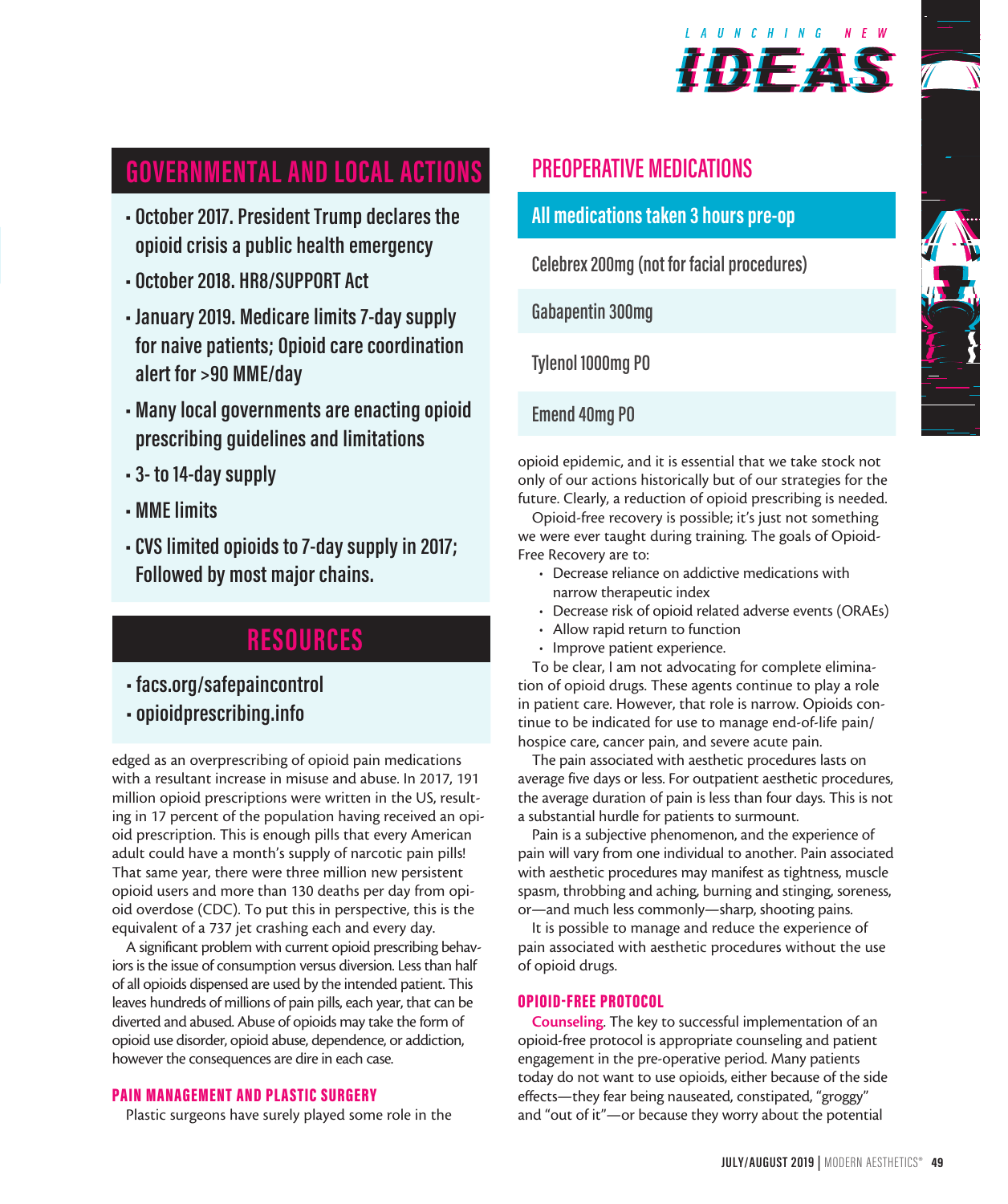## GOVERNMENTAL AND LOCAL ACTIONS

- October 2017. President Trump declares the opioid crisis a public health emergency
- October 2018. HR8/SUPPORT Act
- January 2019. Medicare limits 7-day supply for naive patients; Opioid care coordination alert for >90 MME/day
- Many local governments are enacting opioid prescribing guidelines and limitations
- 3- to 14-day supply
- MME limits
- CVS limited opioids to 7-day supply in 2017; Followed by most major chains.

## RESOURCES

- facs.org/safepaincontrol
- opioidprescribing.info

edged as an overprescribing of opioid pain medications with a resultant increase in misuse and abuse. In 2017, 191 million opioid prescriptions were written in the US, resulting in 17 percent of the population having received an opioid prescription. This is enough pills that every American adult could have a month's supply of narcotic pain pills! That same year, there were three million new persistent opioid users and more than 130 deaths per day from opioid overdose (CDC). To put this in perspective, this is the equivalent of a 737 jet crashing each and every day.

A significant problem with current opioid prescribing behaviors is the issue of consumption versus diversion. Less than half of all opioids dispensed are used by the intended patient. This leaves hundreds of millions of pain pills, each year, that can be diverted and abused. Abuse of opioids may take the form of opioid use disorder, opioid abuse, dependence, or addiction, however the consequences are dire in each case.

### PAIN MANAGEMENT AND PLASTIC SURGERY

Plastic surgeons have surely played some role in the opioid epidemic, and it is essential that we take stock not only of our actions historically but of our strategies for the future. Clearly, a reduction of opioid prescribing is needed.

Opioid-free recovery is possible; it's just not something we were ever taught during training. The goals of Opioid-Free Recovery are to:

- Decrease reliance on addictive medications with narrow therapeutic index
- Decrease risk of opioid related adverse events (ORAEs)
- Allow rapid return to function
- Improve patient experience.

To be clear, I am not advocating for complete elimination of opioid drugs. These agents continue to play a role in patient care. However, that role is narrow. Opioids continue to be indicated for use to manage end-of-life pain/hospice care, cancer pain, and severe acute pain.

The pain associated with aesthetic procedures lasts on average five days or less. For outpatient aesthetic procedures, the average duration of pain is less than four days. This is not a substantial hurdle for patients to surmount.

Pain is a subjective phenomenon, and the experience of pain will vary from one individual to another. Pain associated with aesthetic procedures may manifest as tightness, muscle spasm, throbbing and aching, burning and stinging, soreness, or—and much less commonly—sharp, shooting pains.

It is possible to manage and reduce the experience of pain associated with aesthetic procedures without the use of opioid drugs.

## PREOPERATIVE MEDICATIONS

| All medications taken 3 hours pre-op |
|---|
| Celebrex 200mg (not for facial procedures) |
| Gabapentin 300mg |
| Tylenol 1000mg PO |
| Emend 40mg PO |

### OPIOID-FREE PROTOCOL

**Counseling.** The key to successful implementation of an opioid-free protocol is appropriate counseling and patient engagement in the pre-operative period. Many patients today do not want to use opioids, either because of the side effects—they fear being nauseated, constipated, "groggy" and "out of it"—or because they worry about the potential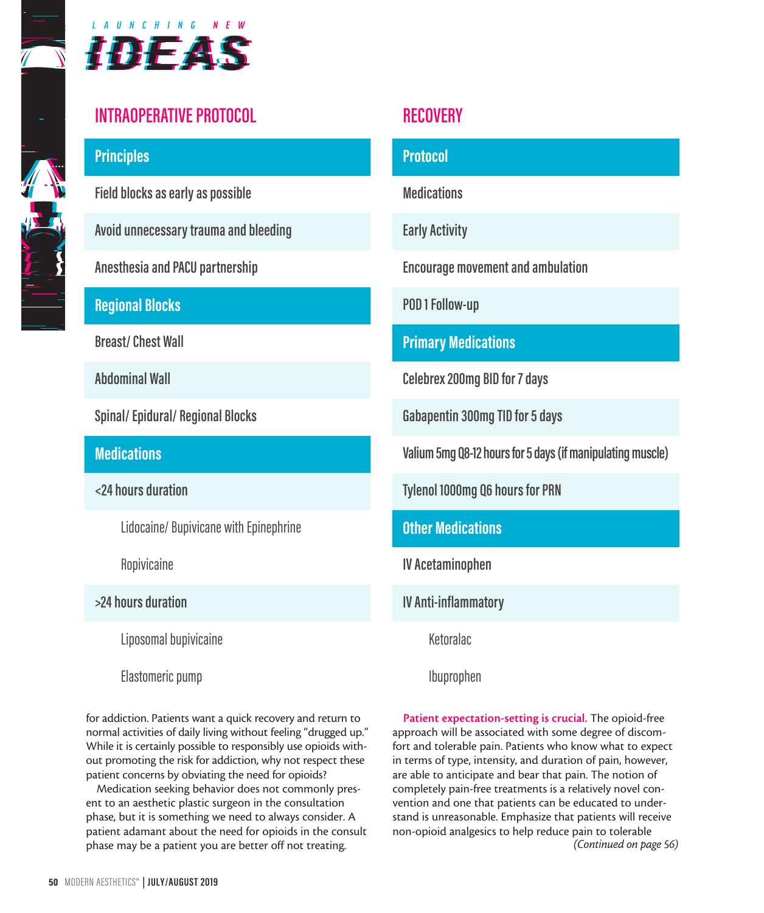## INTRAOPERATIVE PROTOCOL

| Principles |
|---|
| Field blocks as early as possible |
| Avoid unnecessary trauma and bleeding |
| Anesthesia and PACU partnership |
| **Regional Blocks** |
| Breast/ Chest Wall |
| Abdominal Wall |
| Spinal/ Epidural/ Regional Blocks |
| **Medications** |
| <24 hours duration |
| Lidocaine/ Bupivicane with Epinephrine |
| Ropivicaine |
| >24 hours duration |
| Liposomal bupivicaine |
| Elastomeric pump |

## RECOVERY

| Protocol |
|---|
| Medications |
| Early Activity |
| Encourage movement and ambulation |
| POD 1 Follow-up |
| **Primary Medications** |
| Celebrex 200mg BID for 7 days |
| Gabapentin 300mg TID for 5 days |
| Valium 5mg Q8-12 hours for 5 days (if manipulating muscle) |
| Tylenol 1000mg Q6 hours for PRN |
| **Other Medications** |
| IV Acetaminophen |
| IV Anti-inflammatory |
| Ketoralac |
| Ibuprophen |

for addiction. Patients want a quick recovery and return to normal activities of daily living without feeling "drugged up." While it is certainly possible to responsibly use opioids without promoting the risk for addiction, why not respect these patient concerns by obviating the need for opioids?

Medication seeking behavior does not commonly present to an aesthetic plastic surgeon in the consultation phase, but it is something we need to always consider. A patient adamant about the need for opioids in the consult phase may be a patient you are better off not treating.

**Patient expectation-setting is crucial.** The opioid-free approach will be associated with some degree of discomfort and tolerable pain. Patients who know what to expect in terms of type, intensity, and duration of pain, however, are able to anticipate and bear that pain. The notion of completely pain-free treatments is a relatively novel convention and one that patients can be educated to understand is unreasonable. Emphasize that patients will receive non-opioid analgesics to help reduce pain to tolerable

*(Continued on page 56)*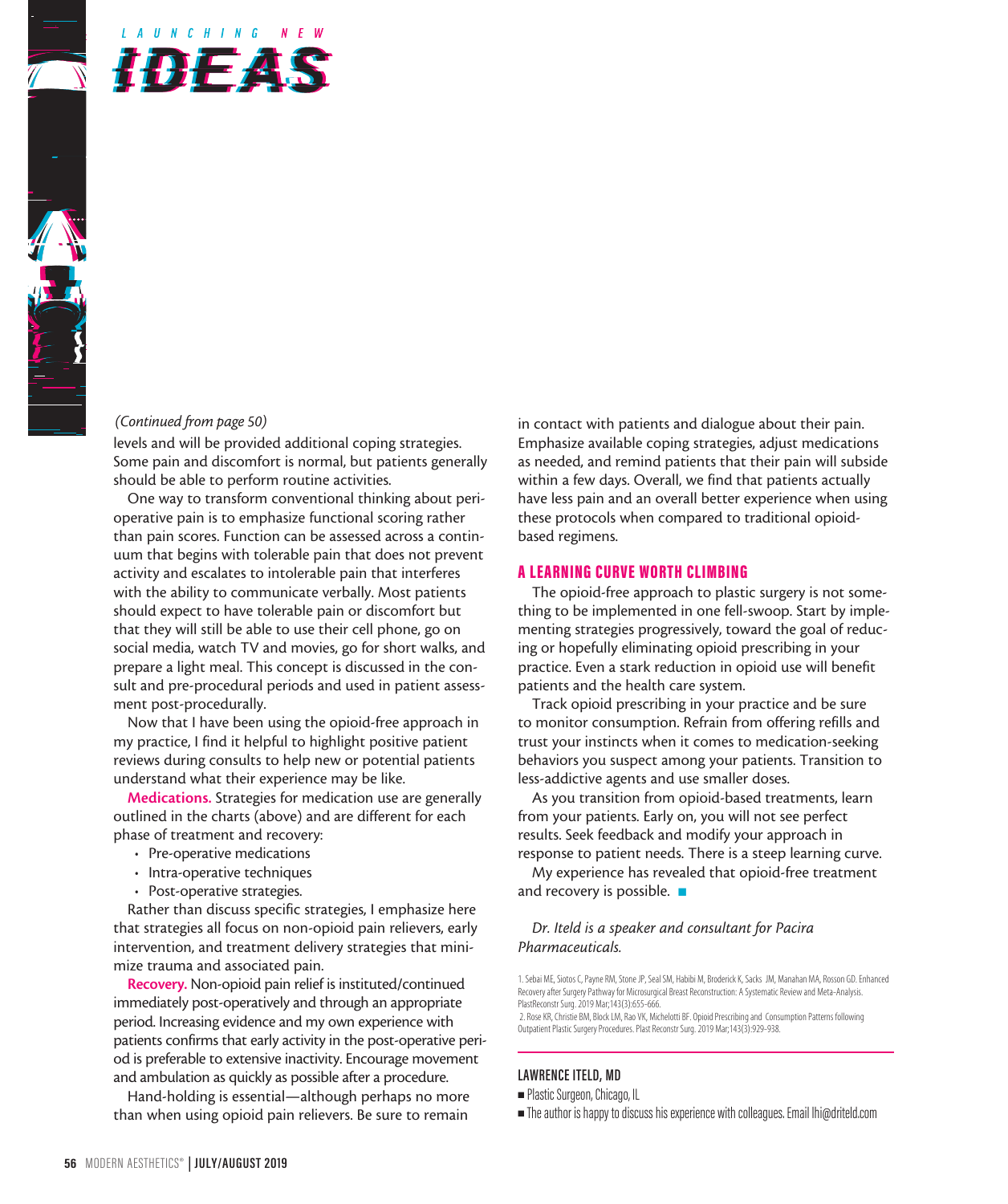*(Continued from page 50)*

levels and will be provided additional coping strategies. Some pain and discomfort is normal, but patients generally should be able to perform routine activities.

One way to transform conventional thinking about perioperative pain is to emphasize functional scoring rather than pain scores. Function can be assessed across a continuum that begins with tolerable pain that does not prevent activity and escalates to intolerable pain that interferes with the ability to communicate verbally. Most patients should expect to have tolerable pain or discomfort but that they will still be able to use their cell phone, go on social media, watch TV and movies, go for short walks, and prepare a light meal. This concept is discussed in the consult and pre-procedural periods and used in patient assessment post-procedurally.

Now that I have been using the opioid-free approach in my practice, I find it helpful to highlight positive patient reviews during consults to help new or potential patients understand what their experience may be like.

**Medications.** Strategies for medication use are generally outlined in the charts (above) and are different for each phase of treatment and recovery:

- Pre-operative medications
- Intra-operative techniques
- Post-operative strategies.

Rather than discuss specific strategies, I emphasize here that strategies all focus on non-opioid pain relievers, early intervention, and treatment delivery strategies that minimize trauma and associated pain.

**Recovery.** Non-opioid pain relief is instituted/continued immediately post-operatively and through an appropriate period. Increasing evidence and my own experience with patients confirms that early activity in the post-operative period is preferable to extensive inactivity. Encourage movement and ambulation as quickly as possible after a procedure.

Hand-holding is essential—although perhaps no more than when using opioid pain relievers. Be sure to remain in contact with patients and dialogue about their pain. Emphasize available coping strategies, adjust medications as needed, and remind patients that their pain will subside within a few days. Overall, we find that patients actually have less pain and an overall better experience when using these protocols when compared to traditional opioid-based regimens.

## A LEARNING CURVE WORTH CLIMBING

The opioid-free approach to plastic surgery is not something to be implemented in one fell-swoop. Start by implementing strategies progressively, toward the goal of reducing or hopefully eliminating opioid prescribing in your practice. Even a stark reduction in opioid use will benefit patients and the health care system.

Track opioid prescribing in your practice and be sure to monitor consumption. Refrain from offering refills and trust your instincts when it comes to medication-seeking behaviors you suspect among your patients. Transition to less-addictive agents and use smaller doses.

As you transition from opioid-based treatments, learn from your patients. Early on, you will not see perfect results. Seek feedback and modify your approach in response to patient needs. There is a steep learning curve.

My experience has revealed that opioid-free treatment and recovery is possible. ■

*Dr. Iteld is a speaker and consultant for Pacira Pharmaceuticals.*

1. Sebai ME, Siotos C, Payne RM, Stone JP, Seal SM, Habibi M, Broderick K, Sacks JM, Manahan MA, Rosson GD. Enhanced Recovery after Surgery Pathway for Microsurgical Breast Reconstruction: A Systematic Review and Meta-Analysis. PlastReconstr Surg. 2019 Mar;143(3):655-666.
2. Rose KR, Christie BM, Block LM, Rao VK, Michelotti BF. Opioid Prescribing and Consumption Patterns following Outpatient Plastic Surgery Procedures. Plast Reconstr Surg. 2019 Mar;143(3):929-938.

**LAWRENCE ITELD, MD**

- Plastic Surgeon, Chicago, IL
- The author is happy to discuss his experience with colleagues. Email lhi@driteld.com